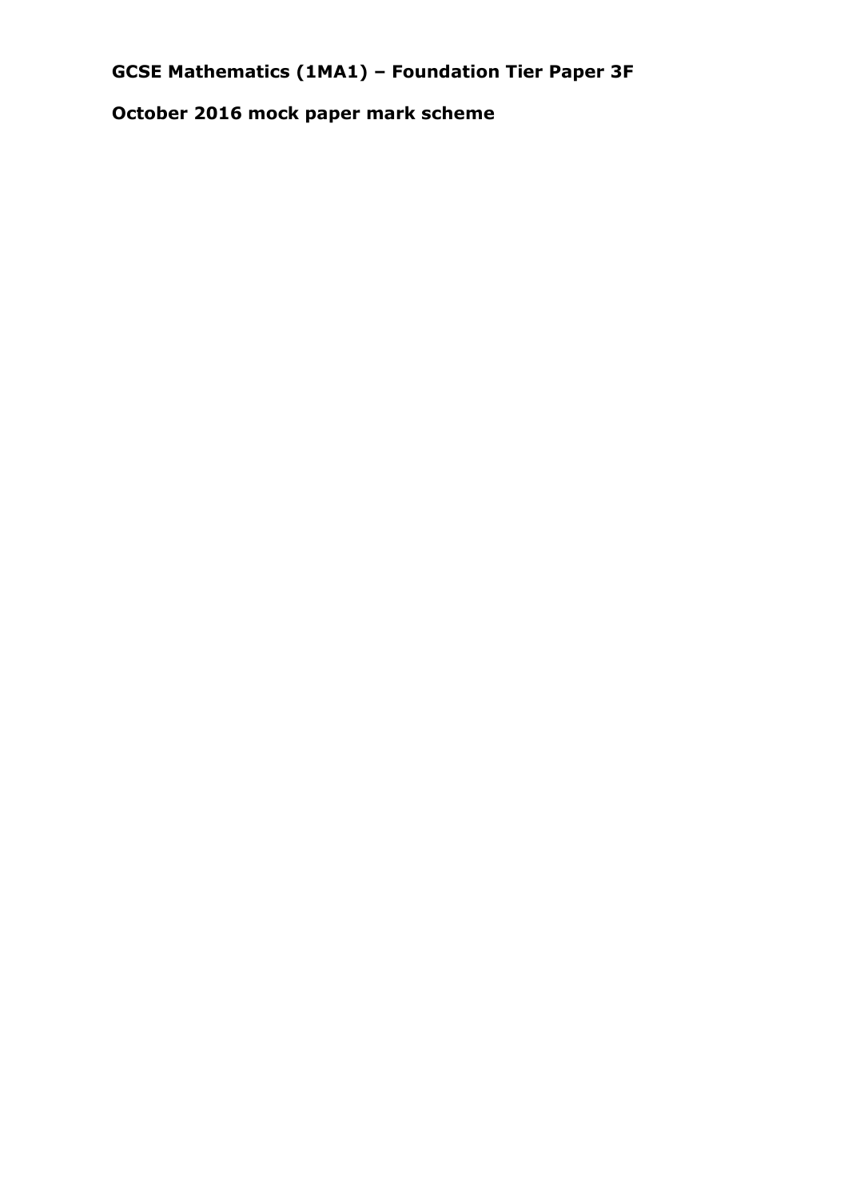# GCSE Mathematics (1MA1) – Foundation Tier Paper 3F

## October 2016 mock paper mark scheme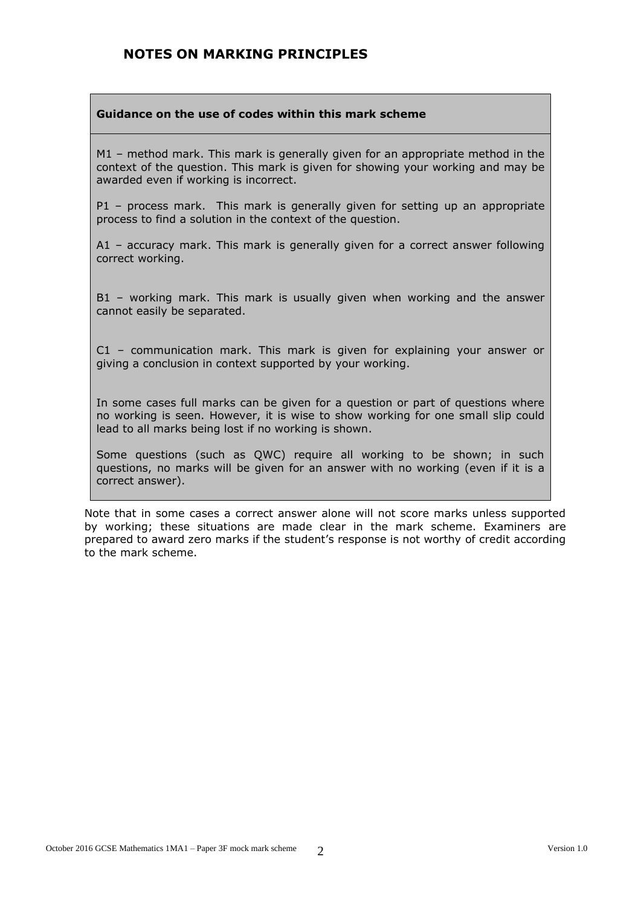# NOTES ON MARKING PRINCIPLES

**Guidance on the use of codes within this mark scheme**

M1 – method mark. This mark is generally given for an appropriate method in the context of the question. This mark is given for showing your working and may be awarded even if working is incorrect.

P1 – process mark. This mark is generally given for setting up an appropriate process to find a solution in the context of the question.

A1 – accuracy mark. This mark is generally given for a correct answer following correct working.

B1 – working mark. This mark is usually given when working and the answer cannot easily be separated.

C1 – communication mark. This mark is given for explaining your answer or giving a conclusion in context supported by your working.

In some cases full marks can be given for a question or part of questions where no working is seen. However, it is wise to show working for one small slip could lead to all marks being lost if no working is shown.

Some questions (such as QWC) require all working to be shown; in such questions, no marks will be given for an answer with no working (even if it is a correct answer).

Note that in some cases a correct answer alone will not score marks unless supported by working; these situations are made clear in the mark scheme. Examiners are prepared to award zero marks if the student's response is not worthy of credit according to the mark scheme.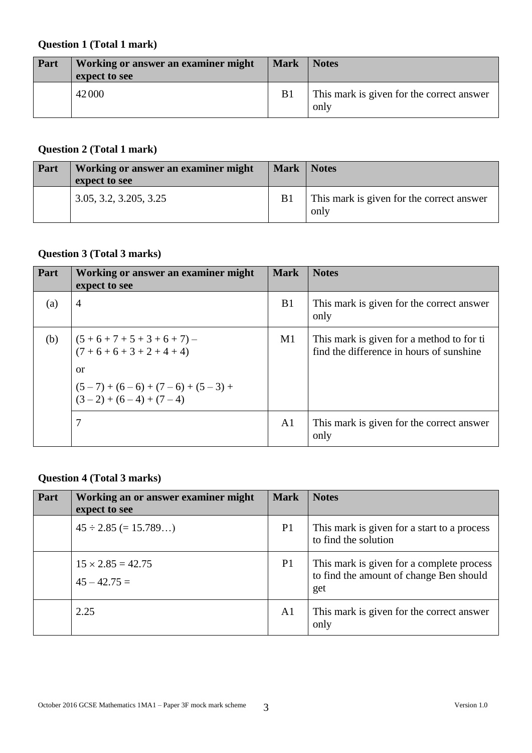**Question 1 (Total 1 mark)**

| Part | Working or answer an examiner might expect to see | Mark | Notes |
| --- | --- | --- | --- |
| | 42 000 | B1 | This mark is given for the correct answer only |

**Question 2 (Total 1 mark)**

| Part | Working or answer an examiner might expect to see | Mark | Notes |
| --- | --- | --- | --- |
| | 3.05, 3.2, 3.205, 3.25 | B1 | This mark is given for the correct answer only |

**Question 3 (Total 3 marks)**

| Part | Working or answer an examiner might expect to see | Mark | Notes |
| --- | --- | --- | --- |
| (a) | 4 | B1 | This mark is given for the correct answer only |
| (b) | $(5 + 6 + 7 + 5 + 3 + 6 + 7) - (7 + 6 + 6 + 3 + 2 + 4 + 4)$<br>or<br>$(5 - 7) + (6 - 6) + (7 - 6) + (5 - 3) + (3 - 2) + (6 - 4) + (7 - 4)$ | M1 | This mark is given for a method to for ti find the difference in hours of sunshine |
| | 7 | A1 | This mark is given for the correct answer only |

**Question 4 (Total 3 marks)**

| Part | Working an or answer examiner might expect to see | Mark | Notes |
| --- | --- | --- | --- |
| | $45 \div 2.85$ (= 15.789…) | P1 | This mark is given for a start to a process to find the solution |
| | $15 \times 2.85 = 42.75$<br>$45 - 42.75 =$ | P1 | This mark is given for a complete process to find the amount of change Ben should get |
| | 2.25 | A1 | This mark is given for the correct answer only |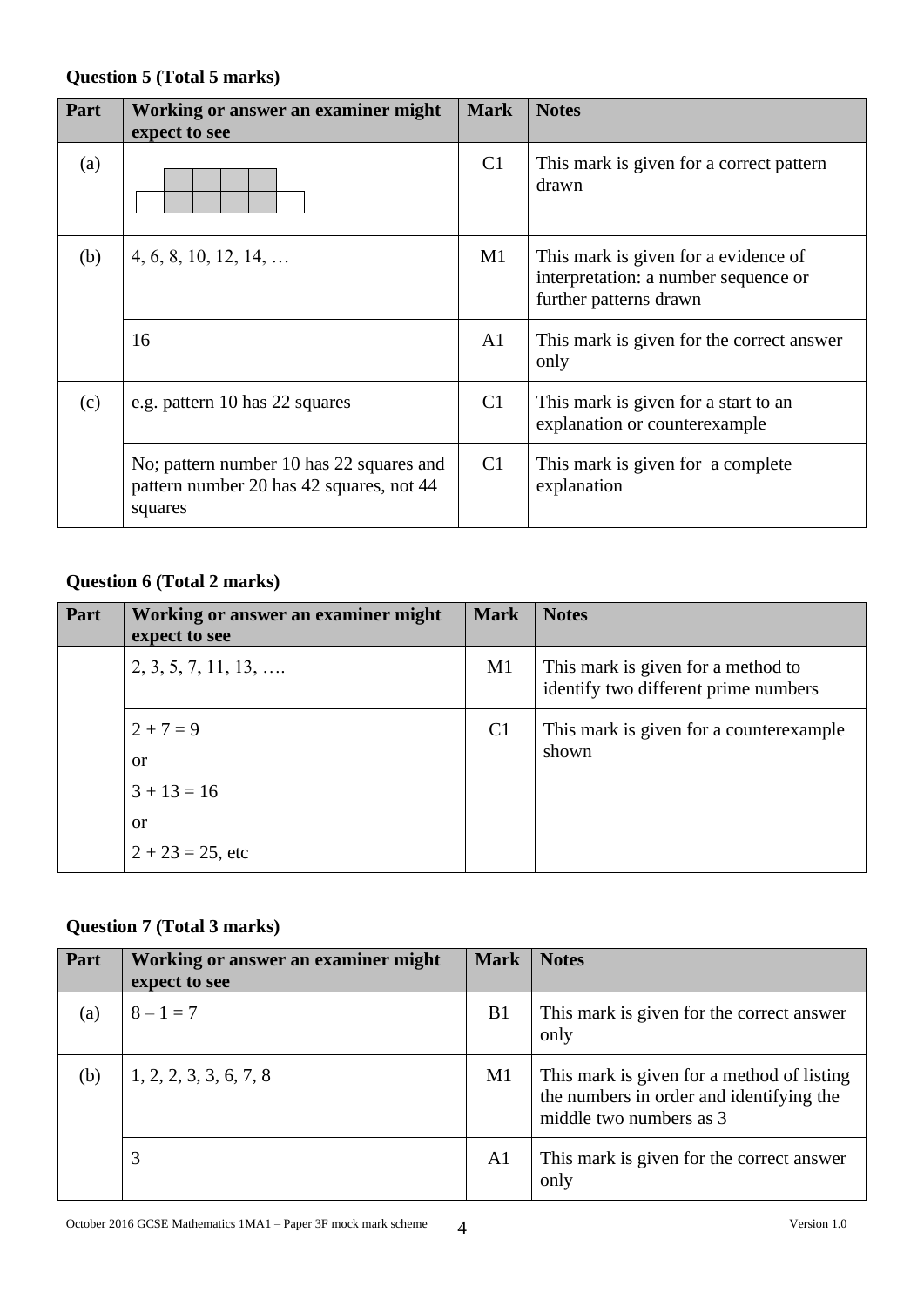**Question 5 (Total 5 marks)**

| Part | Working or answer an examiner might expect to see | Mark | Notes |
|---|---|---|---|
| (a) | | C1 | This mark is given for a correct pattern drawn |
| (b) | 4, 6, 8, 10, 12, 14, … | M1 | This mark is given for a evidence of interpretation: a number sequence or further patterns drawn |
| | 16 | A1 | This mark is given for the correct answer only |
| (c) | e.g. pattern 10 has 22 squares | C1 | This mark is given for a start to an explanation or counterexample |
| | No; pattern number 10 has 22 squares and pattern number 20 has 42 squares, not 44 squares | C1 | This mark is given for a complete explanation |

**Question 6 (Total 2 marks)**

| Part | Working or answer an examiner might expect to see | Mark | Notes |
|---|---|---|---|
| | 2, 3, 5, 7, 11, 13, …. | M1 | This mark is given for a method to identify two different prime numbers |
| | $2 + 7 = 9$ or $3 + 13 = 16$ or $2 + 23 = 25$, etc | C1 | This mark is given for a counterexample shown |

**Question 7 (Total 3 marks)**

| Part | Working or answer an examiner might expect to see | Mark | Notes |
|---|---|---|---|
| (a) | $8 - 1 = 7$ | B1 | This mark is given for the correct answer only |
| (b) | 1, 2, 2, 3, 3, 6, 7, 8 | M1 | This mark is given for a method of listing the numbers in order and identifying the middle two numbers as 3 |
| | 3 | A1 | This mark is given for the correct answer only |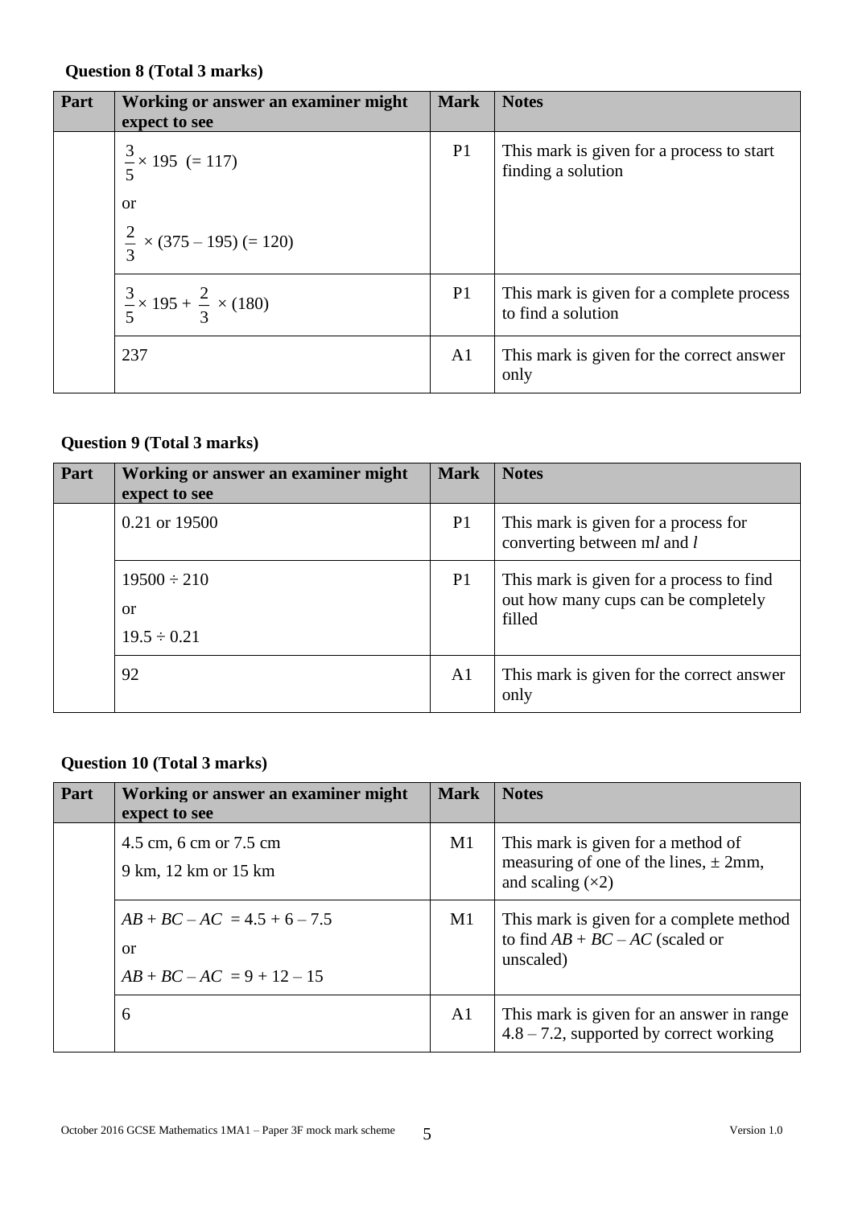### Question 8 (Total 3 marks)

| Part | Working or answer an examiner might expect to see | Mark | Notes |
|---|---|---|---|
| | $\frac{3}{5} \times 195$ (= 117)<br>or<br>$\frac{2}{3} \times (375 - 195)$ (= 120) | P1 | This mark is given for a process to start finding a solution |
| | $\frac{3}{5} \times 195 + \frac{2}{3} \times (180)$ | P1 | This mark is given for a complete process to find a solution |
| | 237 | A1 | This mark is given for the correct answer only |

### Question 9 (Total 3 marks)

| Part | Working or answer an examiner might expect to see | Mark | Notes |
|---|---|---|---|
| | 0.21 or 19500 | P1 | This mark is given for a process for converting between m*l* and *l* |
| | $19500 \div 210$<br>or<br>$19.5 \div 0.21$ | P1 | This mark is given for a process to find out how many cups can be completely filled |
| | 92 | A1 | This mark is given for the correct answer only |

### Question 10 (Total 3 marks)

| Part | Working or answer an examiner might expect to see | Mark | Notes |
|---|---|---|---|
| | 4.5 cm, 6 cm or 7.5 cm<br>9 km, 12 km or 15 km | M1 | This mark is given for a method of measuring of one of the lines, ± 2mm, and scaling (×2) |
| | $AB + BC - AC = 4.5 + 6 - 7.5$<br>or<br>$AB + BC - AC = 9 + 12 - 15$ | M1 | This mark is given for a complete method to find $AB + BC - AC$ (scaled or unscaled) |
| | 6 | A1 | This mark is given for an answer in range 4.8 – 7.2, supported by correct working |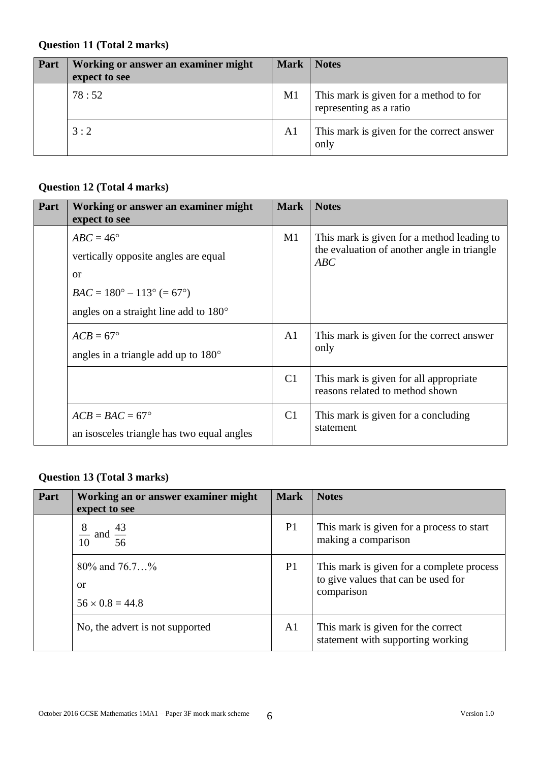**Question 11 (Total 2 marks)**

| Part | Working or answer an examiner might expect to see | Mark | Notes |
|---|---|---|---|
| | 78 : 52 | M1 | This mark is given for a method to for representing as a ratio |
| | 3 : 2 | A1 | This mark is given for the correct answer only |

**Question 12 (Total 4 marks)**

| Part | Working or answer an examiner might expect to see | Mark | Notes |
|---|---|---|---|
| | $ABC = 46°$<br>vertically opposite angles are equal<br>or<br>$BAC = 180° – 113° (= 67°)$<br>angles on a straight line add to 180° | M1 | This mark is given for a method leading to the evaluation of another angle in triangle *ABC* |
| | $ACB = 67°$<br>angles in a triangle add up to 180° | A1 | This mark is given for the correct answer only |
| | | C1 | This mark is given for all appropriate reasons related to method shown |
| | $ACB = BAC = 67°$<br>an isosceles triangle has two equal angles | C1 | This mark is given for a concluding statement |

**Question 13 (Total 3 marks)**

| Part | Working an or answer examiner might expect to see | Mark | Notes |
|---|---|---|---|
| | $\frac{8}{10}$ and $\frac{43}{56}$ | P1 | This mark is given for a process to start making a comparison |
| | 80% and 76.7…%<br>or<br>$56 \times 0.8 = 44.8$ | P1 | This mark is given for a complete process to give values that can be used for comparison |
| | No, the advert is not supported | A1 | This mark is given for the correct statement with supporting working |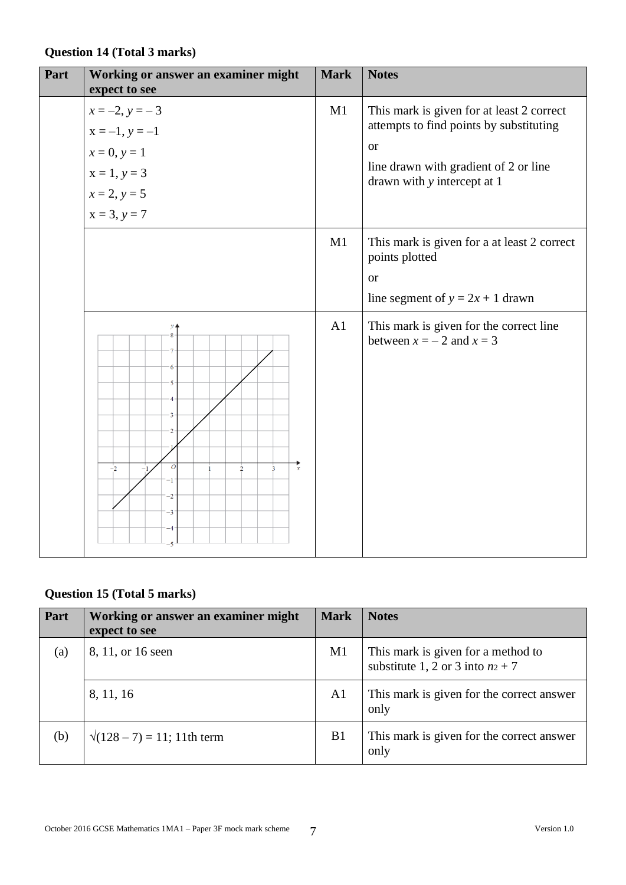**Question 14 (Total 3 marks)**

| Part | Working or answer an examiner might expect to see | Mark | Notes |
|---|---|---|---|
| | $x = -2, y = -3$<br>$x = -1, y = -1$<br>$x = 0, y = 1$<br>$x = 1, y = 3$<br>$x = 2, y = 5$<br>$x = 3, y = 7$ | M1 | This mark is given for at least 2 correct attempts to find points by substituting<br>or<br>line drawn with gradient of 2 or line drawn with *y* intercept at 1 |
| | | M1 | This mark is given for a at least 2 correct points plotted<br>or<br>line segment of $y = 2x + 1$ drawn |
| | | A1 | This mark is given for the correct line between $x = -2$ and $x = 3$ |

**Question 15 (Total 5 marks)**

| Part | Working or answer an examiner might expect to see | Mark | Notes |
|---|---|---|---|
| (a) | 8, 11, or 16 seen | M1 | This mark is given for a method to substitute 1, 2 or 3 into $n^2 + 7$ |
| | 8, 11, 16 | A1 | This mark is given for the correct answer only |
| (b) | $\sqrt{(128 - 7)} = 11$; 11th term | B1 | This mark is given for the correct answer only |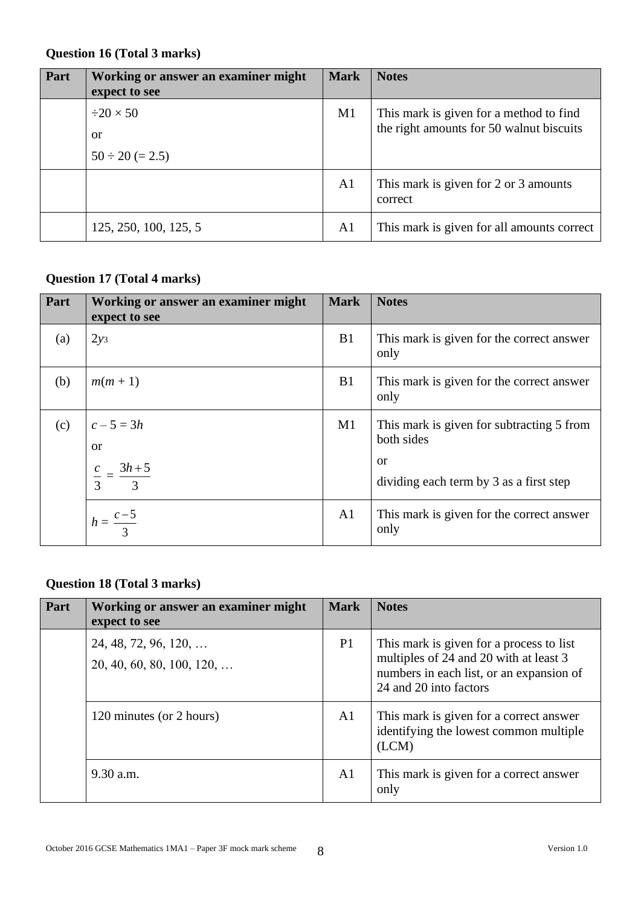**Question 16 (Total 3 marks)**

| Part | Working or answer an examiner might expect to see | Mark | Notes |
|---|---|---|---|
| | $\div 20 \times 50$<br>or<br>$50 \div 20$ (= 2.5) | M1 | This mark is given for a method to find the right amounts for 50 walnut biscuits |
| | | A1 | This mark is given for 2 or 3 amounts correct |
| | 125, 250, 100, 125, 5 | A1 | This mark is given for all amounts correct |

**Question 17 (Total 4 marks)**

| Part | Working or answer an examiner might expect to see | Mark | Notes |
|---|---|---|---|
| (a) | $2y^3$ | B1 | This mark is given for the correct answer only |
| (b) | $m(m + 1)$ | B1 | This mark is given for the correct answer only |
| (c) | $c - 5 = 3h$<br>or<br>$\frac{c}{3} = \frac{3h+5}{3}$ | M1 | This mark is given for subtracting 5 from both sides<br>or<br>dividing each term by 3 as a first step |
| | $h = \frac{c-5}{3}$ | A1 | This mark is given for the correct answer only |

**Question 18 (Total 3 marks)**

| Part | Working or answer an examiner might expect to see | Mark | Notes |
|---|---|---|---|
| | 24, 48, 72, 96, 120, …<br>20, 40, 60, 80, 100, 120, … | P1 | This mark is given for a process to list multiples of 24 and 20 with at least 3 numbers in each list, or an expansion of 24 and 20 into factors |
| | 120 minutes (or 2 hours) | A1 | This mark is given for a correct answer identifying the lowest common multiple (LCM) |
| | 9.30 a.m. | A1 | This mark is given for a correct answer only |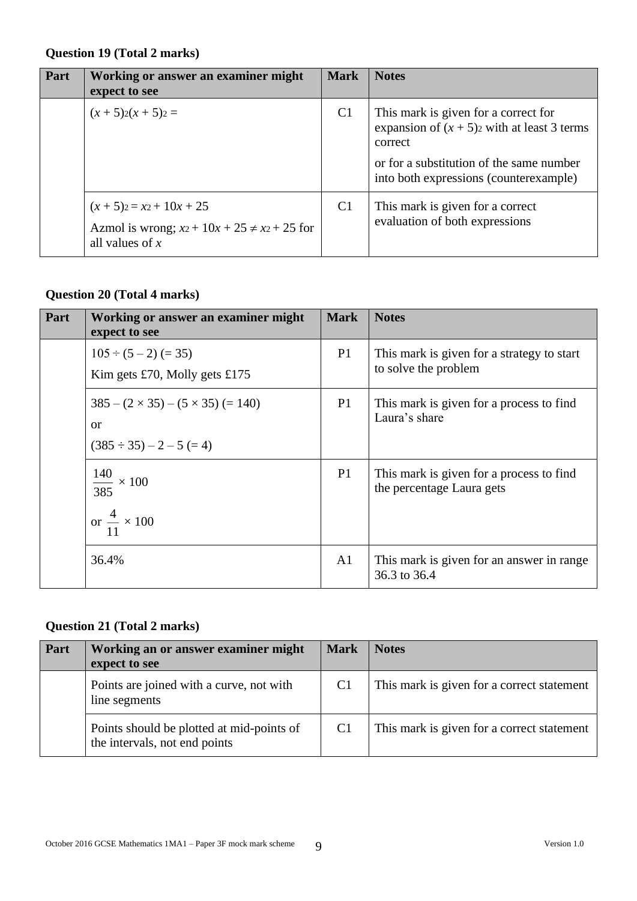**Question 19 (Total 2 marks)**

| Part | Working or answer an examiner might expect to see | Mark | Notes |
|---|---|---|---|
| | $(x + 5)^2(x + 5)^2 =$ | C1 | This mark is given for a correct for expansion of $(x + 5)^2$ with at least 3 terms correct<br><br>or for a substitution of the same number into both expressions (counterexample) |
| | $(x + 5)^2 = x^2 + 10x + 25$<br><br>Azmol is wrong; $x^2 + 10x + 25 \neq x^2 + 25$ for all values of $x$ | C1 | This mark is given for a correct evaluation of both expressions |

**Question 20 (Total 4 marks)**

| Part | Working or answer an examiner might expect to see | Mark | Notes |
|---|---|---|---|
| | $105 \div (5 - 2)$ (= 35)<br><br>Kim gets £70, Molly gets £175 | P1 | This mark is given for a strategy to start to solve the problem |
| | $385 - (2 \times 35) - (5 \times 35)$ (= 140)<br><br>or<br><br>$(385 \div 35) - 2 - 5$ (= 4) | P1 | This mark is given for a process to find Laura's share |
| | $\frac{140}{385} \times 100$<br><br>or $\frac{4}{11} \times 100$ | P1 | This mark is given for a process to find the percentage Laura gets |
| | 36.4% | A1 | This mark is given for an answer in range 36.3 to 36.4 |

**Question 21 (Total 2 marks)**

| Part | Working an or answer examiner might expect to see | Mark | Notes |
|---|---|---|---|
| | Points are joined with a curve, not with line segments | C1 | This mark is given for a correct statement |
| | Points should be plotted at mid-points of the intervals, not end points | C1 | This mark is given for a correct statement |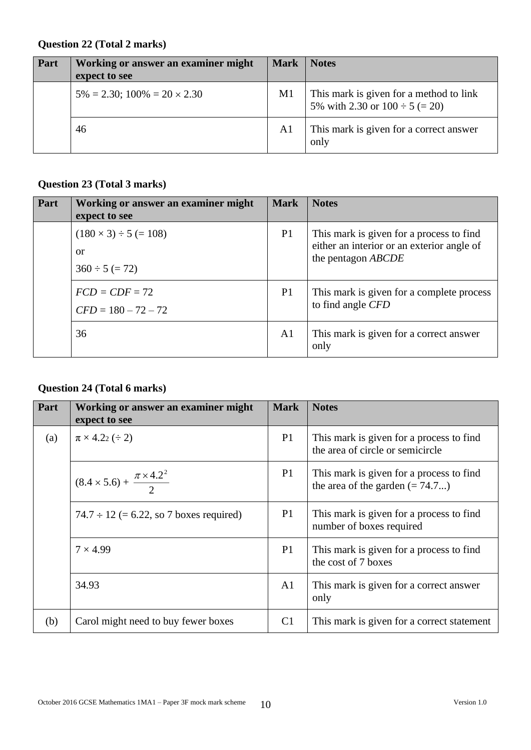**Question 22 (Total 2 marks)**

| Part | Working or answer an examiner might expect to see | Mark | Notes |
|---|---|---|---|
| | $5\% = 2.30$; $100\% = 20 \times 2.30$ | M1 | This mark is given for a method to link 5% with 2.30 or $100 \div 5$ (= 20) |
| | 46 | A1 | This mark is given for a correct answer only |

**Question 23 (Total 3 marks)**

| Part | Working or answer an examiner might expect to see | Mark | Notes |
|---|---|---|---|
| | $(180 \times 3) \div 5$ (= 108) or $360 \div 5$ (= 72) | P1 | This mark is given for a process to find either an interior or an exterior angle of the pentagon *ABCDE* |
| | $FCD = CDF = 72$ $CFD = 180 - 72 - 72$ | P1 | This mark is given for a complete process to find angle *CFD* |
| | 36 | A1 | This mark is given for a correct answer only |

**Question 24 (Total 6 marks)**

| Part | Working or answer an examiner might expect to see | Mark | Notes |
|---|---|---|---|
| (a) | $\pi \times 4.2^2$ $(\div 2)$ | P1 | This mark is given for a process to find the area of circle or semicircle |
| | $(8.4 \times 5.6) + \dfrac{\pi \times 4.2^2}{2}$ | P1 | This mark is given for a process to find the area of the garden (= 74.7...) |
| | $74.7 \div 12$ (= 6.22, so 7 boxes required) | P1 | This mark is given for a process to find number of boxes required |
| | $7 \times 4.99$ | P1 | This mark is given for a process to find the cost of 7 boxes |
| | 34.93 | A1 | This mark is given for a correct answer only |
| (b) | Carol might need to buy fewer boxes | C1 | This mark is given for a correct statement |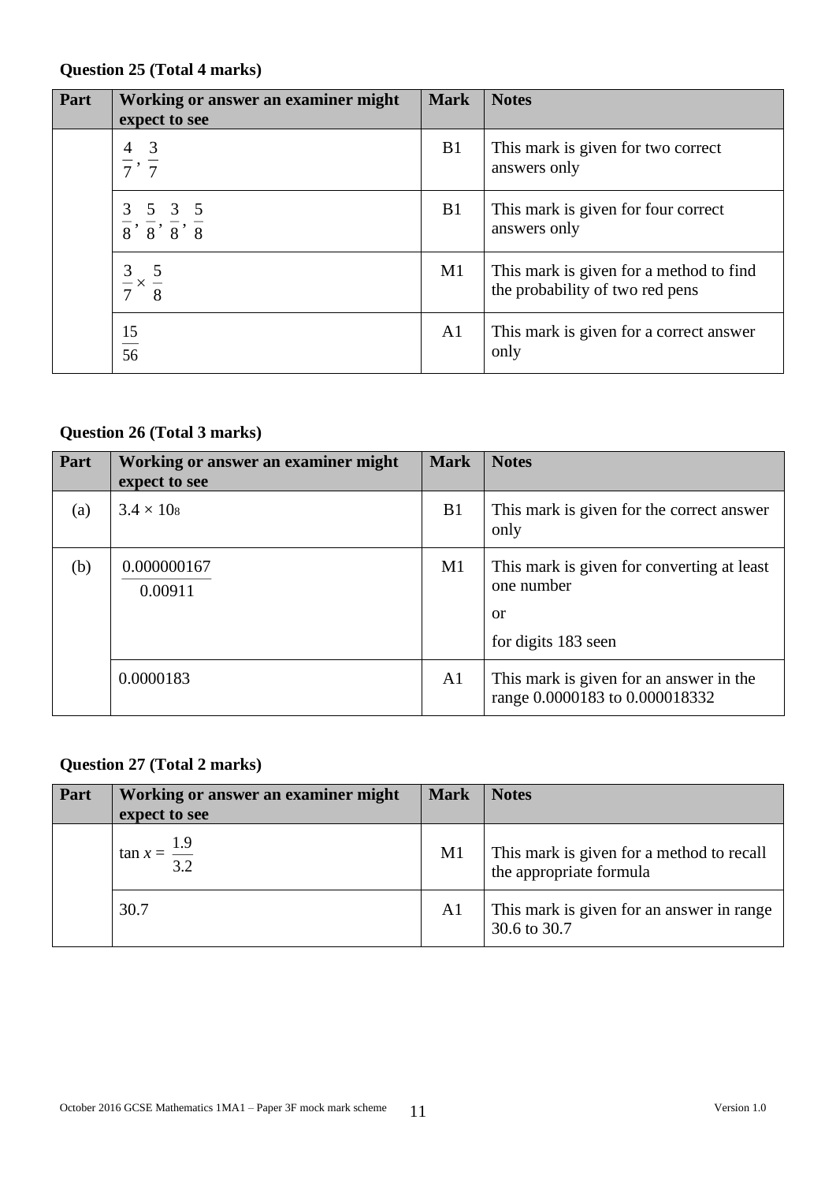**Question 25 (Total 4 marks)**

| Part | Working or answer an examiner might expect to see | Mark | Notes |
|---|---|---|---|
| | $\frac{4}{7}$, $\frac{3}{7}$ | B1 | This mark is given for two correct answers only |
| | $\frac{3}{8}$, $\frac{5}{8}$, $\frac{3}{8}$, $\frac{5}{8}$ | B1 | This mark is given for four correct answers only |
| | $\frac{3}{7} \times \frac{5}{8}$ | M1 | This mark is given for a method to find the probability of two red pens |
| | $\frac{15}{56}$ | A1 | This mark is given for a correct answer only |

**Question 26 (Total 3 marks)**

| Part | Working or answer an examiner might expect to see | Mark | Notes |
|---|---|---|---|
| (a) | $3.4 \times 10^8$ | B1 | This mark is given for the correct answer only |
| (b) | $\frac{0.000000167}{0.00911}$ | M1 | This mark is given for converting at least one number<br>or<br>for digits 183 seen |
| | 0.0000183 | A1 | This mark is given for an answer in the range 0.0000183 to 0.000018332 |

**Question 27 (Total 2 marks)**

| Part | Working or answer an examiner might expect to see | Mark | Notes |
|---|---|---|---|
| | $\tan x = \frac{1.9}{3.2}$ | M1 | This mark is given for a method to recall the appropriate formula |
| | 30.7 | A1 | This mark is given for an answer in range 30.6 to 30.7 |